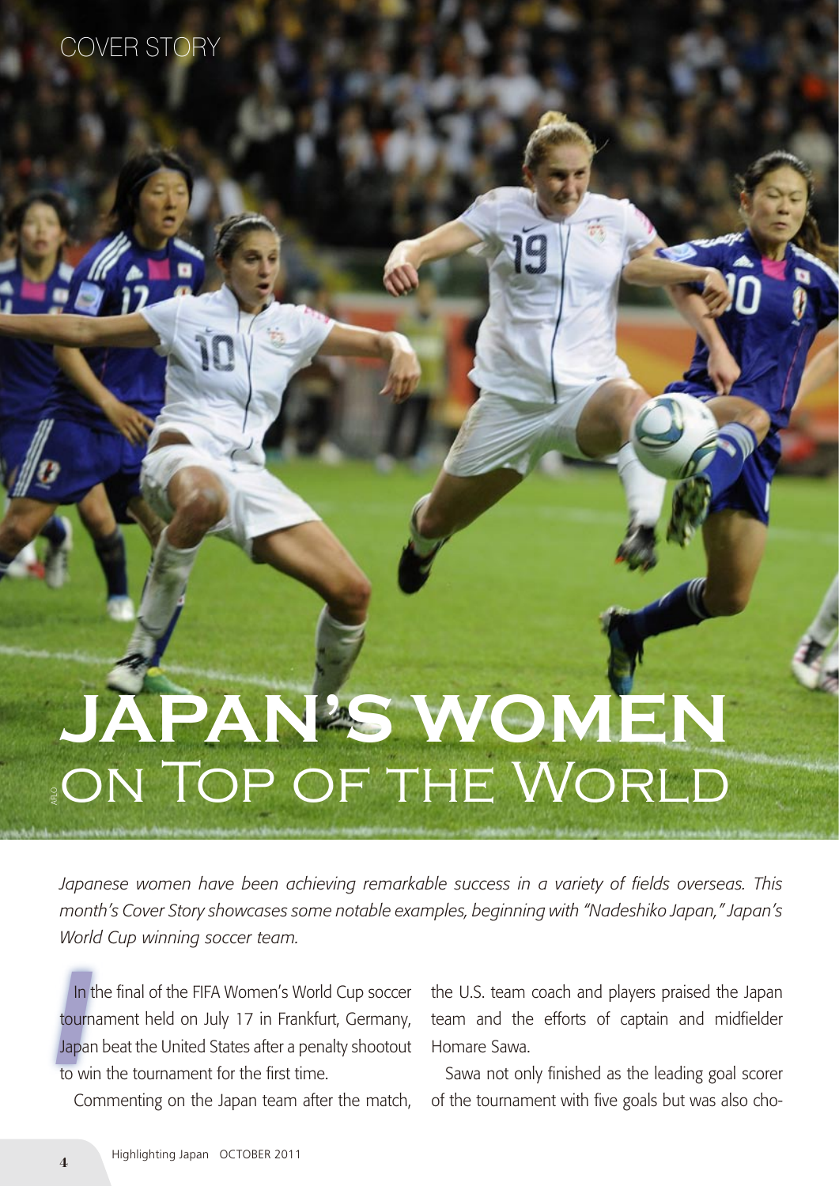COVER STORY

# JAPAN'S WOMEN ON TOP OF THE WORLD

*Japanese women have been achieving remarkable success in a variety of fields overseas. This month's Cover Story showcases some notable examples, beginning with "Nadeshiko Japan," Japan's World Cup winning soccer team.*

In the final of the FIFA Women's World Cup soccer tournament held on July 17 in Frankfurt, Germany, Japan beat the United States after a penalty shootout to win the tournament for the first time.

Commenting on the Japan team after the match, the U.S. team coach and players praised the Japan team and the efforts of captain and midfielder Homare Sawa.

Sawa not only finished as the leading goal scorer of the tournament with five goals but was also cho-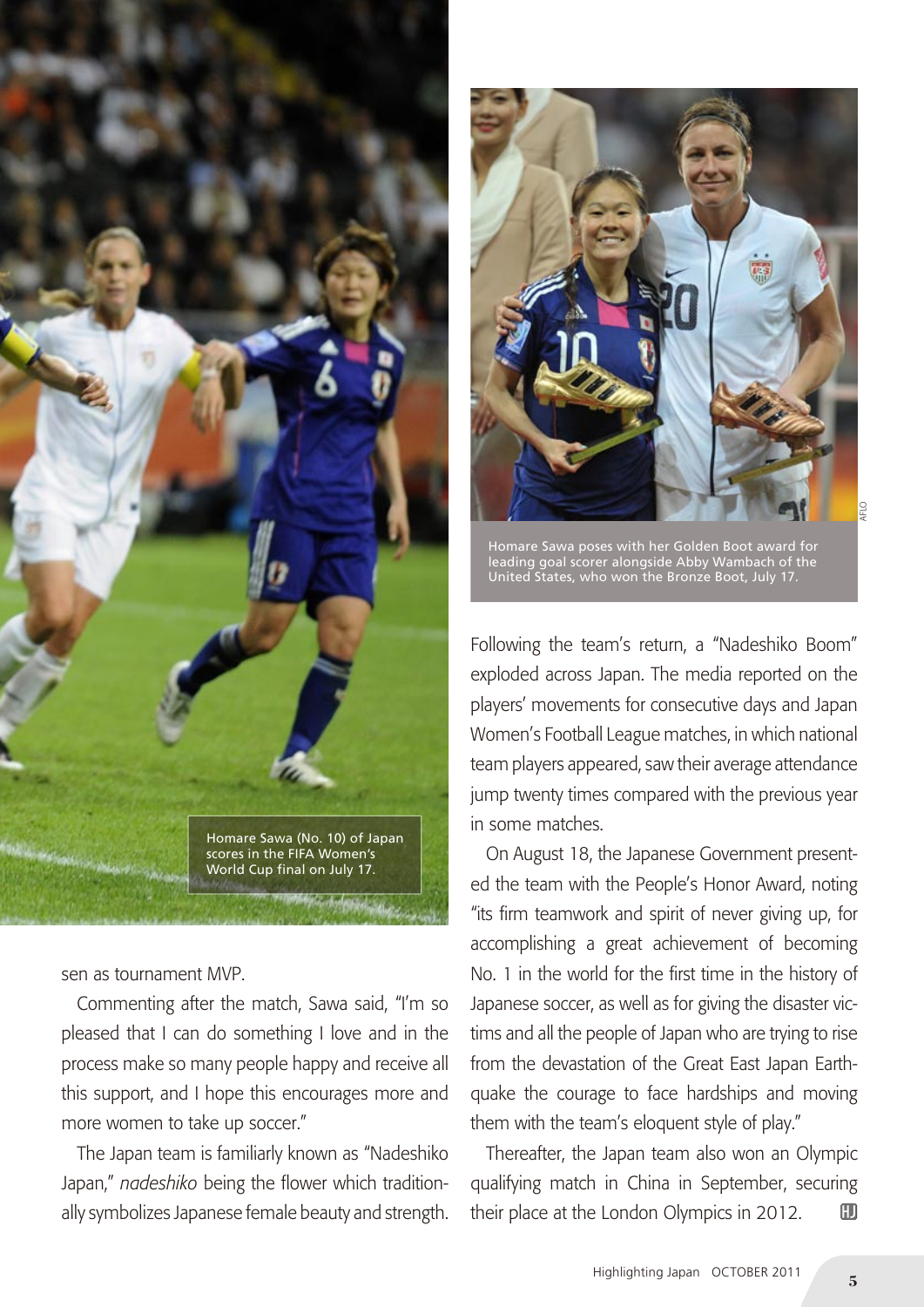Homare Sawa (No. 10) of Japan scores in the FIFA Women's World Cup final on July 17.

Homare Sawa poses with her Golden Boot award for leading goal scorer alongside Abby Wambach of the United States, who won the Bronze Boot, July 17.

sen as tournament MVP.

Commenting after the match, Sawa said, "I'm so pleased that I can do something I love and in the process make so many people happy and receive all this support, and I hope this encourages more and more women to take up soccer."

The Japan team is familiarly known as "Nadeshiko Japan," *nadeshiko* being the flower which traditionally symbolizes Japanese female beauty and strength.

Following the team's return, a "Nadeshiko Boom" exploded across Japan. The media reported on the players' movements for consecutive days and Japan Women's Football League matches, in which national team players appeared, saw their average attendance jump twenty times compared with the previous year in some matches.

On August 18, the Japanese Government presented the team with the People's Honor Award, noting "its firm teamwork and spirit of never giving up, for accomplishing a great achievement of becoming No. 1 in the world for the first time in the history of Japanese soccer, as well as for giving the disaster victims and all the people of Japan who are trying to rise from the devastation of the Great East Japan Earthquake the courage to face hardships and moving them with the team's eloquent style of play."

Thereafter, the Japan team also won an Olympic qualifying match in China in September, securing their place at the London Olympics in 2012.